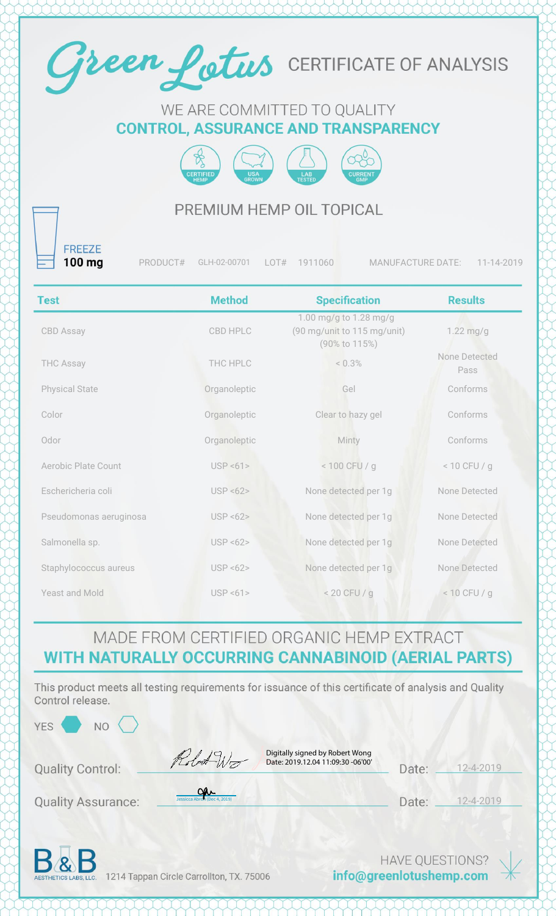# Green Lotus CERTIFICATE OF ANALYSIS

WE ARE COMMITTED TO QUALITY
**CONTROL, ASSURANCE AND TRANSPARENCY**

CERTIFIED HEMP | USA GROWN | LAB TESTED | CURRENT GMP

## PREMIUM HEMP OIL TOPICAL

FREEZE
**100 mg**

PRODUCT# GLH-02-00701 LOT# 1911060 MANUFACTURE DATE: 11-14-2019

| Test | Method | Specification | Results |
|---|---|---|---|
| CBD Assay | CBD HPLC | 1.00 mg/g to 1.28 mg/g (90 mg/unit to 115 mg/unit) (90% to 115%) | 1.22 mg/g |
| THC Assay | THC HPLC | < 0.3% | None Detected Pass |
| Physical State | Organoleptic | Gel | Conforms |
| Color | Organoleptic | Clear to hazy gel | Conforms |
| Odor | Organoleptic | Minty | Conforms |
| Aerobic Plate Count | USP <61> | < 100 CFU / g | < 10 CFU / g |
| Eschericheria coli | USP <62> | None detected per 1g | None Detected |
| Pseudomonas aeruginosa | USP <62> | None detected per 1g | None Detected |
| Salmonella sp. | USP <62> | None detected per 1g | None Detected |
| Staphylococcus aureus | USP <62> | None detected per 1g | None Detected |
| Yeast and Mold | USP <61> | < 20 CFU / g | < 10 CFU / g |

MADE FROM CERTIFIED ORGANIC HEMP EXTRACT
**WITH NATURALLY OCCURRING CANNABINOID (AERIAL PARTS)**

This product meets all testing requirements for issuance of this certificate of analysis and Quality Control release.

YES ⬢ NO ⬡

Quality Control: Digitally signed by Robert Wong Date: 2019.12.04 11:09:30 -06'00' Date: 12-4-2019

Quality Assurance: Jessicca Abre (Dec 4, 2019) Date: 12-4-2019

B&B AESTHETICS LABS, LLC. 1214 Tappan Circle Carrollton, TX. 75006

HAVE QUESTIONS?
**info@greenlotushemp.com**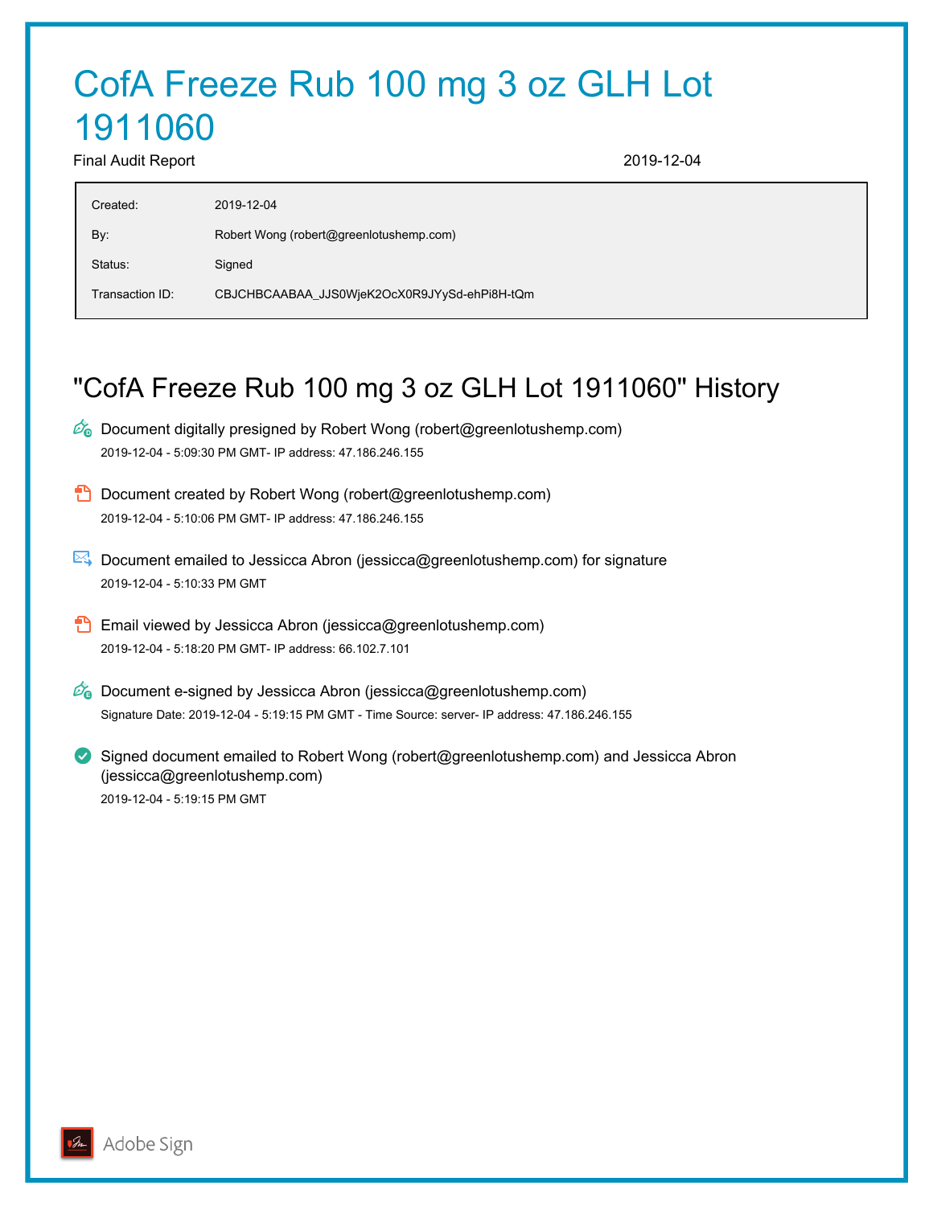# CofA Freeze Rub 100 mg 3 oz GLH Lot 1911060

Final Audit Report 2019-12-04

| | |
|---|---|
| Created: | 2019-12-04 |
| By: | Robert Wong (robert@greenlotushemp.com) |
| Status: | Signed |
| Transaction ID: | CBJCHBCAABAA_JJS0WjeK2OcX0R9JYySd-ehPi8H-tQm |

## "CofA Freeze Rub 100 mg 3 oz GLH Lot 1911060" History

- Document digitally presigned by Robert Wong (robert@greenlotushemp.com)
  2019-12-04 - 5:09:30 PM GMT- IP address: 47.186.246.155

- Document created by Robert Wong (robert@greenlotushemp.com)
  2019-12-04 - 5:10:06 PM GMT- IP address: 47.186.246.155

- Document emailed to Jessicca Abron (jessicca@greenlotushemp.com) for signature
  2019-12-04 - 5:10:33 PM GMT

- Email viewed by Jessicca Abron (jessicca@greenlotushemp.com)
  2019-12-04 - 5:18:20 PM GMT- IP address: 66.102.7.101

- Document e-signed by Jessicca Abron (jessicca@greenlotushemp.com)
  Signature Date: 2019-12-04 - 5:19:15 PM GMT - Time Source: server- IP address: 47.186.246.155

- Signed document emailed to Robert Wong (robert@greenlotushemp.com) and Jessicca Abron (jessicca@greenlotushemp.com)
  2019-12-04 - 5:19:15 PM GMT

Adobe Sign